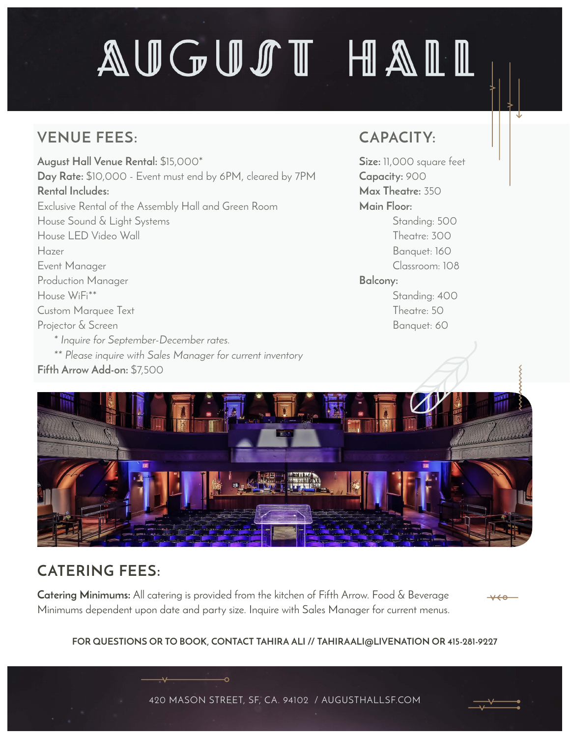# AUGUST HALL

## VENUE FEES:

**August Hall Venue Rental:** $15,000*
**Day Rate:** $10,000 - Event must end by 6PM, cleared by 7PM
**Rental Includes:**
Exclusive Rental of the Assembly Hall and Green Room
House Sound & Light Systems
House LED Video Wall
Hazer
Event Manager
Production Manager
House WiFi**
Custom Marquee Text
Projector & Screen

*\* Inquire for September-December rates.*
*\*\* Please inquire with Sales Manager for current inventory*

**Fifth Arrow Add-on:** $7,500

## CAPACITY:

**Size:** 11,000 square feet
**Capacity:** 900
**Max Theatre:** 350
**Main Floor:**
- Standing: 500
- Theatre: 300
- Banquet: 160
- Classroom: 108

**Balcony:**
- Standing: 400
- Theatre: 50
- Banquet: 60

## CATERING FEES:

**Catering Minimums:** All catering is provided from the kitchen of Fifth Arrow. Food & Beverage Minimums dependent upon date and party size. Inquire with Sales Manager for current menus.

**FOR QUESTIONS OR TO BOOK, CONTACT TAHIRA ALI // TAHIRAALI@LIVENATION OR 415-281-9227**

420 MASON STREET, SF, CA. 94102 / AUGUSTHALLSF.COM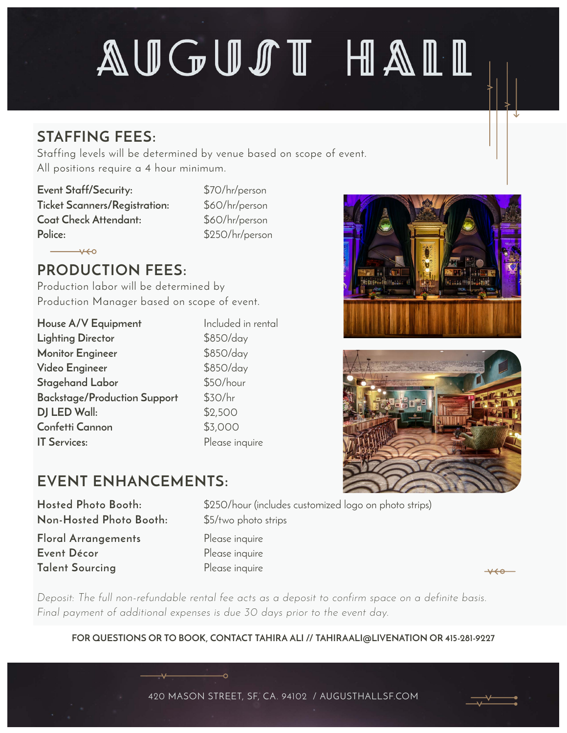# AUGUST HALL

## STAFFING FEES:

Staffing levels will be determined by venue based on scope of event.
All positions require a 4 hour minimum.

| | |
|---|---|
| **Event Staff/Security:** | $70/hr/person |
| **Ticket Scanners/Registration:** | $60/hr/person |
| **Coat Check Attendant:** | $60/hr/person |
| **Police:** | $250/hr/person |

## PRODUCTION FEES:

Production labor will be determined by Production Manager based on scope of event.

| | |
|---|---|
| **House A/V Equipment** | Included in rental |
| **Lighting Director** | $850/day |
| **Monitor Engineer** | $850/day |
| **Video Engineer** | $850/day |
| **Stagehand Labor** | $50/hour |
| **Backstage/Production Support** | $30/hr |
| **DJ LED Wall:** | $2,500 |
| **Confetti Cannon** | $3,000 |
| **IT Services:** | Please inquire |

## EVENT ENHANCEMENTS:

| | |
|---|---|
| **Hosted Photo Booth:** | $250/hour (includes customized logo on photo strips) |
| **Non-Hosted Photo Booth:** | $5/two photo strips |
| **Floral Arrangements** | Please inquire |
| **Event Décor** | Please inquire |
| **Talent Sourcing** | Please inquire |

*Deposit: The full non-refundable rental fee acts as a deposit to confirm space on a definite basis. Final payment of additional expenses is due 30 days prior to the event day.*

**FOR QUESTIONS OR TO BOOK, CONTACT TAHIRA ALI // TAHIRAALI@LIVENATION OR 415-281-9227**

420 MASON STREET, SF, CA. 94102 / AUGUSTHALLSF.COM